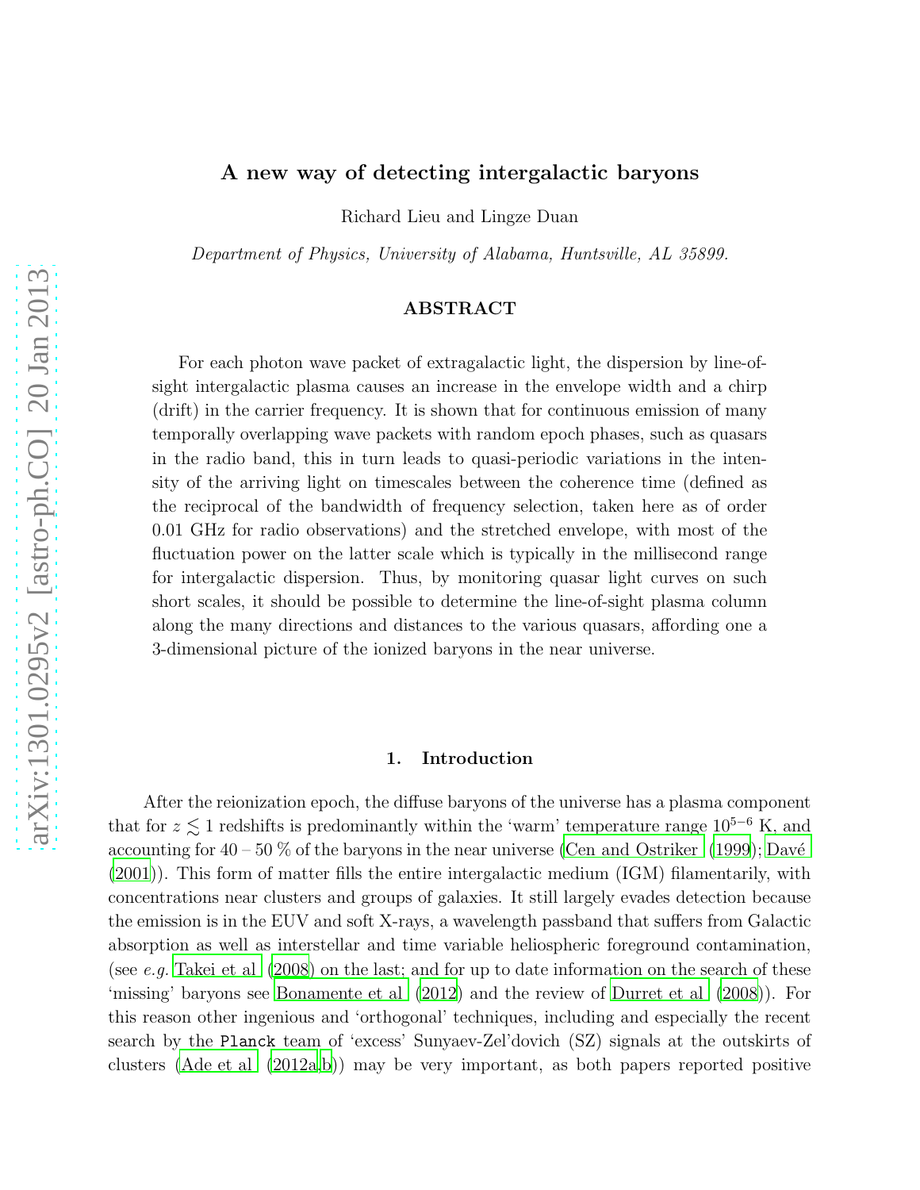# A new way of detecting intergalactic baryons

Richard Lieu and Lingze Duan

*Department of Physics, University of Alabama, Huntsville, AL 35899.*

## ABSTRACT

For each photon wave packet of extragalactic light, the dispersion by line-of-sight intergalactic plasma causes an increase in the envelope width and a chirp (drift) in the carrier frequency. It is shown that for continuous emission of many temporally overlapping wave packets with random epoch phases, such as quasars in the radio band, this in turn leads to quasi-periodic variations in the intensity of the arriving light on timescales between the coherence time (defined as the reciprocal of the bandwidth of frequency selection, taken here as of order 0.01 GHz for radio observations) and the stretched envelope, with most of the fluctuation power on the latter scale which is typically in the millisecond range for intergalactic dispersion. Thus, by monitoring quasar light curves on such short scales, it should be possible to determine the line-of-sight plasma column along the many directions and distances to the various quasars, affording one a 3-dimensional picture of the ionized baryons in the near universe.

## 1. Introduction

After the reionization epoch, the diffuse baryons of the universe has a plasma component that for $z \lesssim 1$ redshifts is predominantly within the 'warm' temperature range $10^{5-6}$ K, and accounting for 40 – 50 % of the baryons in the near universe (Cen and Ostriker (1999); Davé (2001)). This form of matter fills the entire intergalactic medium (IGM) filamentarily, with concentrations near clusters and groups of galaxies. It still largely evades detection because the emission is in the EUV and soft X-rays, a wavelength passband that suffers from Galactic absorption as well as interstellar and time variable heliospheric foreground contamination, (see *e.g.* Takei et al (2008) on the last; and for up to date information on the search of these 'missing' baryons see Bonamente et al (2012) and the review of Durret et al (2008)). For this reason other ingenious and 'orthogonal' techniques, including and especially the recent search by the `Planck` team of 'excess' Sunyaev-Zel'dovich (SZ) signals at the outskirts of clusters (Ade et al (2012a,b)) may be very important, as both papers reported positive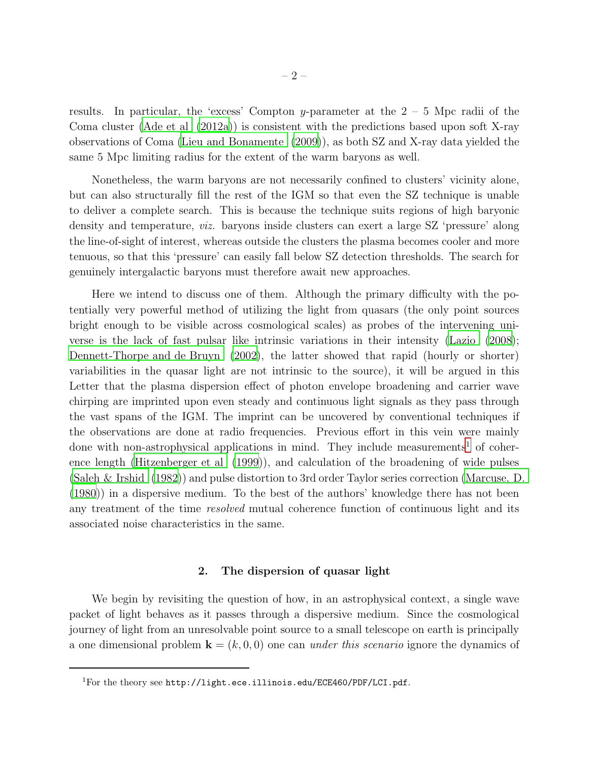results. In particular, the 'excess' Compton $y$-parameter at the 2 – 5 Mpc radii of the Coma cluster (Ade et al. (2012a)) is consistent with the predictions based upon soft X-ray observations of Coma (Lieu and Bonamente (2009)), as both SZ and X-ray data yielded the same 5 Mpc limiting radius for the extent of the warm baryons as well.

Nonetheless, the warm baryons are not necessarily confined to clusters' vicinity alone, but can also structurally fill the rest of the IGM so that even the SZ technique is unable to deliver a complete search. This is because the technique suits regions of high baryonic density and temperature, *viz.* baryons inside clusters can exert a large SZ 'pressure' along the line-of-sight of interest, whereas outside the clusters the plasma becomes cooler and more tenuous, so that this 'pressure' can easily fall below SZ detection thresholds. The search for genuinely intergalactic baryons must therefore await new approaches.

Here we intend to discuss one of them. Although the primary difficulty with the potentially very powerful method of utilizing the light from quasars (the only point sources bright enough to be visible across cosmological scales) as probes of the intervening universe is the lack of fast pulsar like intrinsic variations in their intensity (Lazio (2008); Dennett-Thorpe and de Bruyn (2002), the latter showed that rapid (hourly or shorter) variabilities in the quasar light are not intrinsic to the source), it will be argued in this Letter that the plasma dispersion effect of photon envelope broadening and carrier wave chirping are imprinted upon even steady and continuous light signals as they pass through the vast spans of the IGM. The imprint can be uncovered by conventional techniques if the observations are done at radio frequencies. Previous effort in this vein were mainly done with non-astrophysical applications in mind. They include measurements[1] of coherence length (Hitzenberger et al. (1999)), and calculation of the broadening of wide pulses (Saleh & Irshid (1982)) and pulse distortion to 3rd order Taylor series correction (Marcuse, D. (1980)) in a dispersive medium. To the best of the authors' knowledge there has not been any treatment of the time *resolved* mutual coherence function of continuous light and its associated noise characteristics in the same.

## 2. The dispersion of quasar light

We begin by revisiting the question of how, in an astrophysical context, a single wave packet of light behaves as it passes through a dispersive medium. Since the cosmological journey of light from an unresolvable point source to a small telescope on earth is principally a one dimensional problem $\mathbf{k} = (k, 0, 0)$ one can *under this scenario* ignore the dynamics of

[1] For the theory see http://light.ece.illinois.edu/ECE460/PDF/LCI.pdf.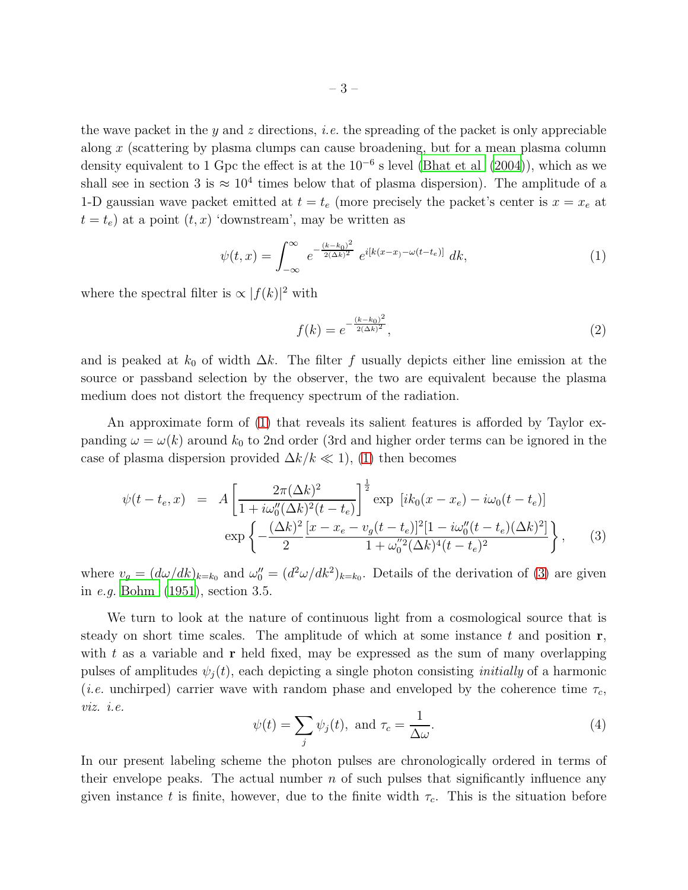the wave packet in the $y$ and $z$ directions, *i.e.* the spreading of the packet is only appreciable along $x$ (scattering by plasma clumps can cause broadening, but for a mean plasma column density equivalent to 1 Gpc the effect is at the $10^{-6}$ s level (Bhat et al (2004)), which as we shall see in section 3 is $\approx 10^4$ times below that of plasma dispersion). The amplitude of a 1-D gaussian wave packet emitted at $t = t_e$ (more precisely the packet's center is $x = x_e$ at $t = t_e$) at a point $(t, x)$ 'downstream', may be written as

$$\psi(t,x) = \int_{-\infty}^{\infty} e^{-\frac{(k-k_0)^2}{2(\Delta k)^2}} \, e^{i[k(x-x_e)-\omega(t-t_e)]} \, dk, \tag{1}$$

where the spectral filter is $\propto |f(k)|^2$ with

$$f(k) = e^{-\frac{(k-k_0)^2}{2(\Delta k)^2}}, \tag{2}$$

and is peaked at $k_0$ of width $\Delta k$. The filter $f$ usually depicts either line emission at the source or passband selection by the observer, the two are equivalent because the plasma medium does not distort the frequency spectrum of the radiation.

An approximate form of (1) that reveals its salient features is afforded by Taylor expanding $\omega = \omega(k)$ around $k_0$ to 2nd order (3rd and higher order terms can be ignored in the case of plasma dispersion provided $\Delta k/k \ll 1$), (1) then becomes

$$\begin{aligned}\psi(t-t_e, x) \;=\; & A\left[\frac{2\pi(\Delta k)^2}{1 + i\omega_0''(\Delta k)^2(t-t_e)}\right]^{\frac{1}{2}} \exp\;[ik_0(x-x_e) - i\omega_0(t-t_e)] \\ & \exp\left\{-\frac{(\Delta k)^2}{2}\frac{[x - x_e - v_g(t-t_e)]^2[1 - i\omega_0''(t-t_e)(\Delta k)^2]}{1 + \omega_0''^2(\Delta k)^4(t-t_e)^2}\right\},\end{aligned} \tag{3}$$

where $v_g = (d\omega/dk)_{k=k_0}$ and $\omega_0'' = (d^2\omega/dk^2)_{k=k_0}$. Details of the derivation of (3) are given in *e.g.* Bohm (1951), section 3.5.

We turn to look at the nature of continuous light from a cosmological source that is steady on short time scales. The amplitude of which at some instance $t$ and position $\mathbf{r}$, with $t$ as a variable and $\mathbf{r}$ held fixed, may be expressed as the sum of many overlapping pulses of amplitudes $\psi_j(t)$, each depicting a single photon consisting *initially* of a harmonic (*i.e.* unchirped) carrier wave with random phase and enveloped by the coherence time $\tau_c$, *viz. i.e.*

$$\psi(t) = \sum_j \psi_j(t), \text{ and } \tau_c = \frac{1}{\Delta\omega}. \tag{4}$$

In our present labeling scheme the photon pulses are chronologically ordered in terms of their envelope peaks. The actual number $n$ of such pulses that significantly influence any given instance $t$ is finite, however, due to the finite width $\tau_c$. This is the situation before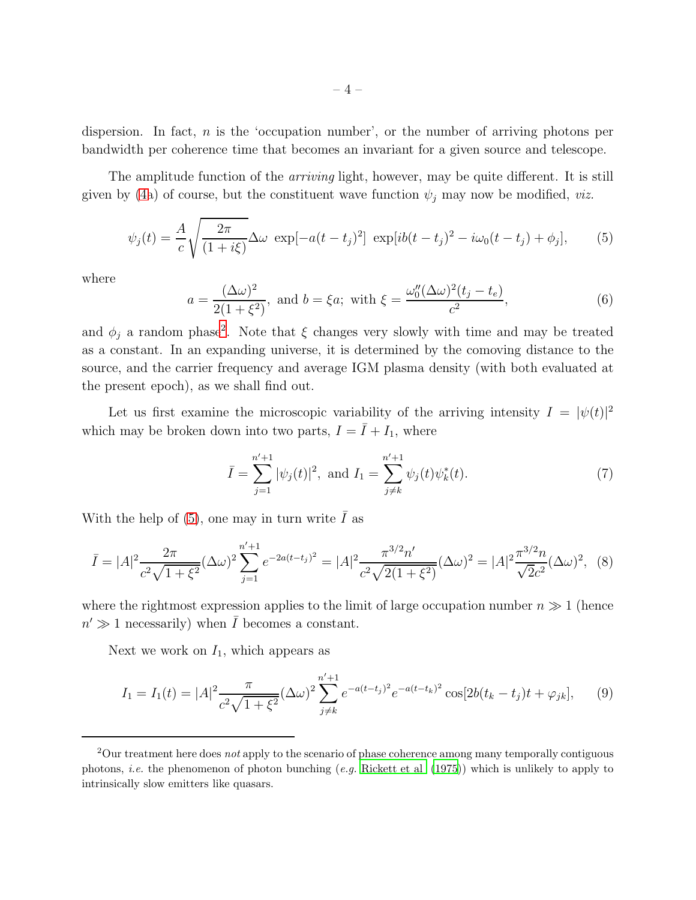dispersion. In fact, $n$ is the 'occupation number', or the number of arriving photons per bandwidth per coherence time that becomes an invariant for a given source and telescope.

The amplitude function of the *arriving* light, however, may be quite different. It is still given by (4a) of course, but the constituent wave function $\psi_j$ may now be modified, *viz.*

$$\psi_j(t) = \frac{A}{c}\sqrt{\frac{2\pi}{(1+i\xi)}}\Delta\omega\ \exp[-a(t-t_j)^2]\ \exp[ib(t-t_j)^2 - i\omega_0(t-t_j) + \phi_j], \tag{5}$$

where

$$a = \frac{(\Delta\omega)^2}{2(1+\xi^2)},\ \text{and}\ b = \xi a;\ \text{with}\ \xi = \frac{\omega_0''(\Delta\omega)^2(t_j - t_e)}{c^2}, \tag{6}$$

and $\phi_j$ a random phase[2]. Note that $\xi$ changes very slowly with time and may be treated as a constant. In an expanding universe, it is determined by the comoving distance to the source, and the carrier frequency and average IGM plasma density (with both evaluated at the present epoch), as we shall find out.

Let us first examine the microscopic variability of the arriving intensity $I = |\psi(t)|^2$ which may be broken down into two parts, $I = \bar{I} + I_1$, where

$$\bar{I} = \sum_{j=1}^{n'+1} |\psi_j(t)|^2,\ \text{and}\ I_1 = \sum_{j\neq k}^{n'+1} \psi_j(t)\psi_k^*(t). \tag{7}$$

With the help of (5), one may in turn write $\bar{I}$ as

$$\bar{I} = |A|^2\frac{2\pi}{c^2\sqrt{1+\xi^2}}(\Delta\omega)^2\sum_{j=1}^{n'+1} e^{-2a(t-t_j)^2} = |A|^2\frac{\pi^{3/2}n'}{c^2\sqrt{2(1+\xi^2)}}(\Delta\omega)^2 = |A|^2\frac{\pi^{3/2}n}{\sqrt{2}c^2}(\Delta\omega)^2, \tag{8}$$

where the rightmost expression applies to the limit of large occupation number $n \gg 1$ (hence $n' \gg 1$ necessarily) when $\bar{I}$ becomes a constant.

Next we work on $I_1$, which appears as

$$I_1 = I_1(t) = |A|^2\frac{\pi}{c^2\sqrt{1+\xi^2}}(\Delta\omega)^2\sum_{j\neq k}^{n'+1} e^{-a(t-t_j)^2}e^{-a(t-t_k)^2}\cos[2b(t_k - t_j)t + \varphi_{jk}], \tag{9}$$

[2] Our treatment here does *not* apply to the scenario of phase coherence among many temporally contiguous photons, *i.e.* the phenomenon of photon bunching (*e.g.* Rickett et al. (1975)) which is unlikely to apply to intrinsically slow emitters like quasars.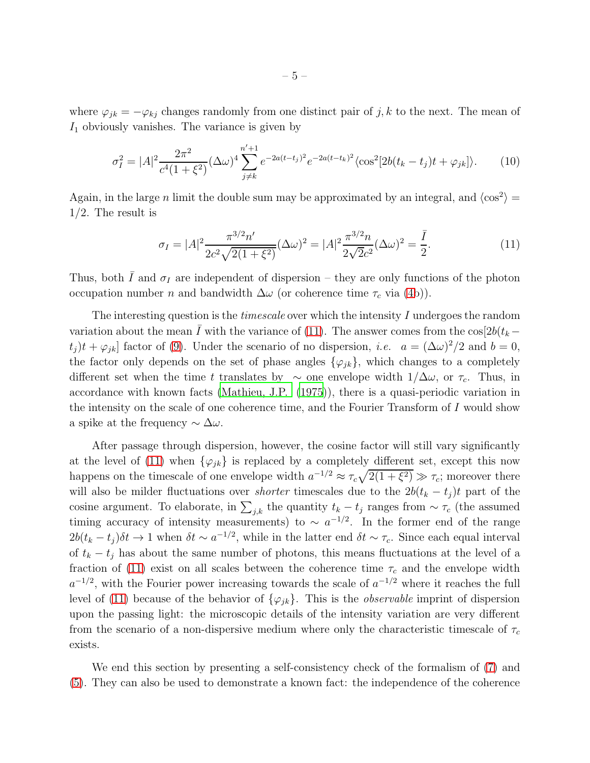where $\varphi_{jk} = -\varphi_{kj}$ changes randomly from one distinct pair of $j, k$ to the next. The mean of $I_1$ obviously vanishes. The variance is given by

$$\sigma_I^2 = |A|^2 \frac{2\pi^2}{c^4(1+\xi^2)} (\Delta\omega)^4 \sum_{j \neq k}^{n'+1} e^{-2a(t-t_j)^2} e^{-2a(t-t_k)^2} \langle \cos^2[2b(t_k - t_j)t + \varphi_{jk}] \rangle. \tag{10}$$

Again, in the large $n$ limit the double sum may be approximated by an integral, and $\langle \cos^2 \rangle = 1/2$. The result is

$$\sigma_I = |A|^2 \frac{\pi^{3/2} n'}{2c^2\sqrt{2(1+\xi^2)}} (\Delta\omega)^2 = |A|^2 \frac{\pi^{3/2} n}{2\sqrt{2}c^2} (\Delta\omega)^2 = \frac{\bar{I}}{2}. \tag{11}$$

Thus, both $\bar{I}$ and $\sigma_I$ are independent of dispersion – they are only functions of the photon occupation number $n$ and bandwidth $\Delta\omega$ (or coherence time $\tau_c$ via (4b)).

The interesting question is the *timescale* over which the intensity $I$ undergoes the random variation about the mean $\bar{I}$ with the variance of (11). The answer comes from the $\cos[2b(t_k - t_j)t + \varphi_{jk}]$ factor of (9). Under the scenario of no dispersion, *i.e.* $a = (\Delta\omega)^2/2$ and $b = 0$, the factor only depends on the set of phase angles $\{\varphi_{jk}\}$, which changes to a completely different set when the time $t$ translates by $\sim$ one envelope width $1/\Delta\omega$, or $\tau_c$. Thus, in accordance with known facts (Mathieu, J.P. (1975)), there is a quasi-periodic variation in the intensity on the scale of one coherence time, and the Fourier Transform of $I$ would show a spike at the frequency $\sim \Delta\omega$.

After passage through dispersion, however, the cosine factor will still vary significantly at the level of (11) when $\{\varphi_{jk}\}$ is replaced by a completely different set, except this now happens on the timescale of one envelope width $a^{-1/2} \approx \tau_c\sqrt{2(1+\xi^2)} \gg \tau_c$; moreover there will also be milder fluctuations over *shorter* timescales due to the $2b(t_k - t_j)t$ part of the cosine argument. To elaborate, in $\sum_{j,k}$ the quantity $t_k - t_j$ ranges from $\sim \tau_c$ (the assumed timing accuracy of intensity measurements) to $\sim a^{-1/2}$. In the former end of the range $2b(t_k - t_j)\delta t \to 1$ when $\delta t \sim a^{-1/2}$, while in the latter end $\delta t \sim \tau_c$. Since each equal interval of $t_k - t_j$ has about the same number of photons, this means fluctuations at the level of a fraction of (11) exist on all scales between the coherence time $\tau_c$ and the envelope width $a^{-1/2}$, with the Fourier power increasing towards the scale of $a^{-1/2}$ where it reaches the full level of (11) because of the behavior of $\{\varphi_{jk}\}$. This is the *observable* imprint of dispersion upon the passing light: the microscopic details of the intensity variation are very different from the scenario of a non-dispersive medium where only the characteristic timescale of $\tau_c$ exists.

We end this section by presenting a self-consistency check of the formalism of (7) and (5). They can also be used to demonstrate a known fact: the independence of the coherence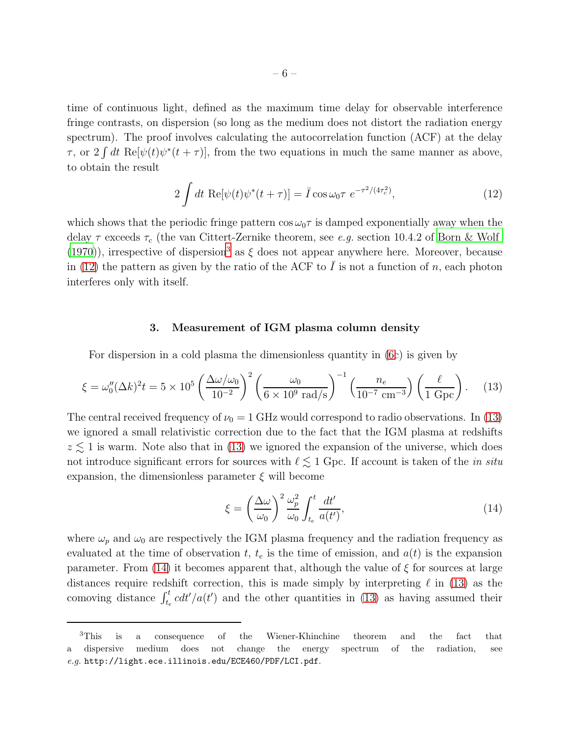time of continuous light, defined as the maximum time delay for observable interference fringe contrasts, on dispersion (so long as the medium does not distort the radiation energy spectrum). The proof involves calculating the autocorrelation function (ACF) at the delay $\tau$, or $2\int dt\ \mathrm{Re}[\psi(t)\psi^*(t+\tau)]$, from the two equations in much the same manner as above, to obtain the result

$$2\int dt\ \mathrm{Re}[\psi(t)\psi^*(t+\tau)] = \bar{I}\cos\omega_0\tau\ e^{-\tau^2/(4\tau_c^2)}, \tag{12}$$

which shows that the periodic fringe pattern $\cos\omega_0\tau$ is damped exponentially away when the delay $\tau$ exceeds $\tau_c$ (the van Cittert-Zernike theorem, see *e.g.* section 10.4.2 of Born & Wolf (1970)), irrespective of dispersion[3] as $\xi$ does not appear anywhere here. Moreover, because in (12) the pattern as given by the ratio of the ACF to $\bar{I}$ is not a function of $n$, each photon interferes only with itself.

## 3. Measurement of IGM plasma column density

For dispersion in a cold plasma the dimensionless quantity in (6c) is given by

$$\xi = \omega_0''(\Delta k)^2 t = 5\times 10^5\left(\frac{\Delta\omega/\omega_0}{10^{-2}}\right)^2\left(\frac{\omega_0}{6\times 10^9\ \mathrm{rad/s}}\right)^{-1}\left(\frac{n_e}{10^{-7}\ \mathrm{cm}^{-3}}\right)\left(\frac{\ell}{1\ \mathrm{Gpc}}\right). \tag{13}$$

The central received frequency of $\nu_0 = 1$ GHz would correspond to radio observations. In (13) we ignored a small relativistic correction due to the fact that the IGM plasma at redshifts $z \lesssim 1$ is warm. Note also that in (13) we ignored the expansion of the universe, which does not introduce significant errors for sources with $\ell \lesssim 1$ Gpc. If account is taken of the *in situ* expansion, the dimensionless parameter $\xi$ will become

$$\xi = \left(\frac{\Delta\omega}{\omega_0}\right)^2\frac{\omega_p^2}{\omega_0}\int_{t_e}^{t}\frac{dt'}{a(t')}, \tag{14}$$

where $\omega_p$ and $\omega_0$ are respectively the IGM plasma frequency and the radiation frequency as evaluated at the time of observation $t$, $t_e$ is the time of emission, and $a(t)$ is the expansion parameter. From (14) it becomes apparent that, although the value of $\xi$ for sources at large distances require redshift correction, this is made simply by interpreting $\ell$ in (13) as the comoving distance $\int_{t_e}^{t} c\,dt'/a(t')$ and the other quantities in (13) as having assumed their

---

[3]This is a consequence of the Wiener-Khinchine theorem and the fact that a dispersive medium does not change the energy spectrum of the radiation, see *e.g.* `http://light.ece.illinois.edu/ECE460/PDF/LCI.pdf`.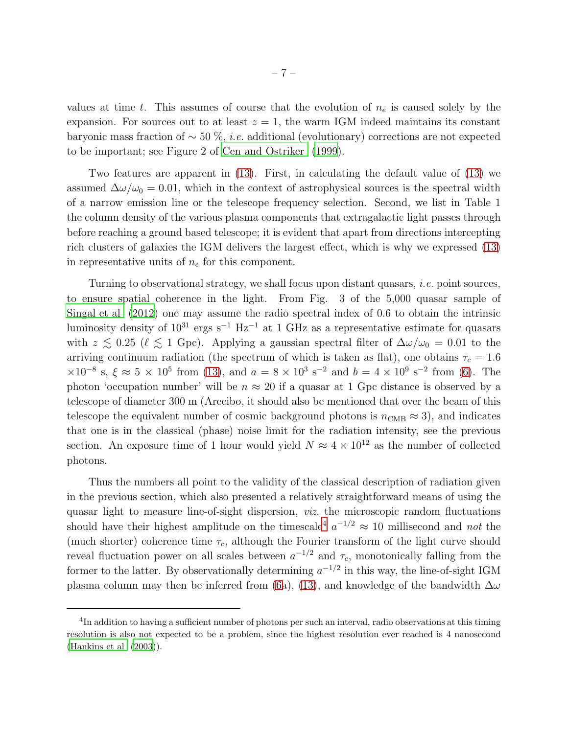values at time $t$. This assumes of course that the evolution of $n_e$ is caused solely by the expansion. For sources out to at least $z = 1$, the warm IGM indeed maintains its constant baryonic mass fraction of $\sim 50$ %, *i.e.* additional (evolutionary) corrections are not expected to be important; see Figure 2 of Cen and Ostriker (1999).

Two features are apparent in (13). First, in calculating the default value of (13) we assumed $\Delta\omega/\omega_0 = 0.01$, which in the context of astrophysical sources is the spectral width of a narrow emission line or the telescope frequency selection. Second, we list in Table 1 the column density of the various plasma components that extragalactic light passes through before reaching a ground based telescope; it is evident that apart from directions intercepting rich clusters of galaxies the IGM delivers the largest effect, which is why we expressed (13) in representative units of $n_e$ for this component.

Turning to observational strategy, we shall focus upon distant quasars, *i.e.* point sources, to ensure spatial coherence in the light. From Fig. 3 of the 5,000 quasar sample of Singal et al (2012) one may assume the radio spectral index of 0.6 to obtain the intrinsic luminosity density of $10^{31}$ ergs s$^{-1}$ Hz$^{-1}$ at 1 GHz as a representative estimate for quasars with $z \lesssim 0.25$ ($\ell \lesssim 1$ Gpc). Applying a gaussian spectral filter of $\Delta\omega/\omega_0 = 0.01$ to the arriving continuum radiation (the spectrum of which is taken as flat), one obtains $\tau_c = 1.6 \times 10^{-8}$ s, $\xi \approx 5 \times 10^5$ from (13), and $a = 8 \times 10^3$ s$^{-2}$ and $b = 4 \times 10^9$ s$^{-2}$ from (6). The photon 'occupation number' will be $n \approx 20$ if a quasar at 1 Gpc distance is observed by a telescope of diameter 300 m (Arecibo, it should also be mentioned that over the beam of this telescope the equivalent number of cosmic background photons is $n_{\rm CMB} \approx 3$), and indicates that one is in the classical (phase) noise limit for the radiation intensity, see the previous section. An exposure time of 1 hour would yield $N \approx 4 \times 10^{12}$ as the number of collected photons.

Thus the numbers all point to the validity of the classical description of radiation given in the previous section, which also presented a relatively straightforward means of using the quasar light to measure line-of-sight dispersion, *viz.* the microscopic random fluctuations should have their highest amplitude on the timescale[4] $a^{-1/2} \approx 10$ millisecond and *not* the (much shorter) coherence time $\tau_c$, although the Fourier transform of the light curve should reveal fluctuation power on all scales between $a^{-1/2}$ and $\tau_c$, monotonically falling from the former to the latter. By observationally determining $a^{-1/2}$ in this way, the line-of-sight IGM plasma column may then be inferred from (6a), (13), and knowledge of the bandwidth $\Delta\omega$

[4] In addition to having a sufficient number of photons per such an interval, radio observations at this timing resolution is also not expected to be a problem, since the highest resolution ever reached is 4 nanosecond (Hankins et al (2003)).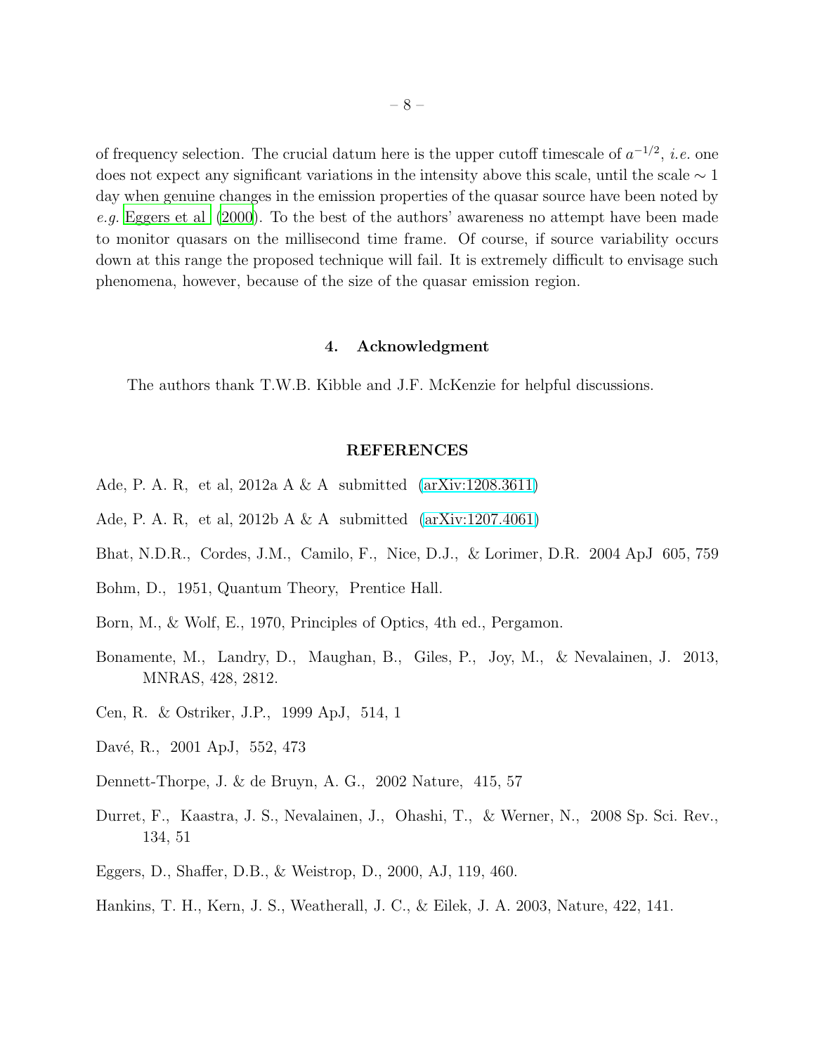of frequency selection. The crucial datum here is the upper cutoff timescale of $a^{-1/2}$, *i.e.* one does not expect any significant variations in the intensity above this scale, until the scale $\sim 1$ day when genuine changes in the emission properties of the quasar source have been noted by *e.g.* Eggers et al (2000). To the best of the authors' awareness no attempt have been made to monitor quasars on the millisecond time frame. Of course, if source variability occurs down at this range the proposed technique will fail. It is extremely difficult to envisage such phenomena, however, because of the size of the quasar emission region.

## 4. Acknowledgment

The authors thank T.W.B. Kibble and J.F. McKenzie for helpful discussions.

## REFERENCES

Ade, P. A. R, et al, 2012a A & A submitted (arXiv:1208.3611)

Ade, P. A. R, et al, 2012b A & A submitted (arXiv:1207.4061)

Bhat, N.D.R., Cordes, J.M., Camilo, F., Nice, D.J., & Lorimer, D.R. 2004 ApJ 605, 759

Bohm, D., 1951, Quantum Theory, Prentice Hall.

Born, M., & Wolf, E., 1970, Principles of Optics, 4th ed., Pergamon.

Bonamente, M., Landry, D., Maughan, B., Giles, P., Joy, M., & Nevalainen, J. 2013, MNRAS, 428, 2812.

Cen, R. & Ostriker, J.P., 1999 ApJ, 514, 1

Davé, R., 2001 ApJ, 552, 473

Dennett-Thorpe, J. & de Bruyn, A. G., 2002 Nature, 415, 57

Durret, F., Kaastra, J. S., Nevalainen, J., Ohashi, T., & Werner, N., 2008 Sp. Sci. Rev., 134, 51

Eggers, D., Shaffer, D.B., & Weistrop, D., 2000, AJ, 119, 460.

Hankins, T. H., Kern, J. S., Weatherall, J. C., & Eilek, J. A. 2003, Nature, 422, 141.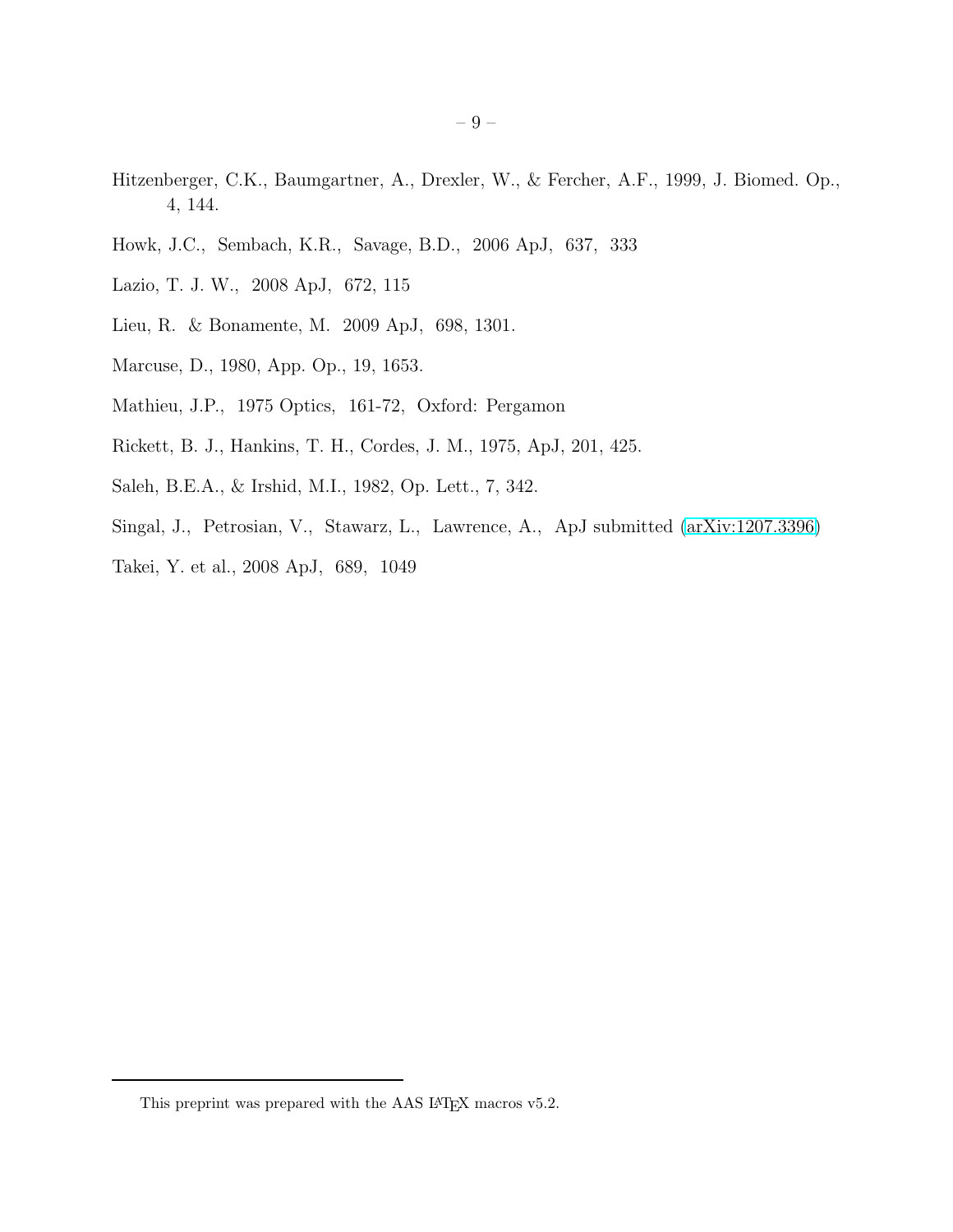Hitzenberger, C.K., Baumgartner, A., Drexler, W., & Fercher, A.F., 1999, J. Biomed. Op., 4, 144.

Howk, J.C., Sembach, K.R., Savage, B.D., 2006 ApJ, 637, 333

Lazio, T. J. W., 2008 ApJ, 672, 115

Lieu, R. & Bonamente, M. 2009 ApJ, 698, 1301.

Marcuse, D., 1980, App. Op., 19, 1653.

Mathieu, J.P., 1975 Optics, 161-72, Oxford: Pergamon

Rickett, B. J., Hankins, T. H., Cordes, J. M., 1975, ApJ, 201, 425.

Saleh, B.E.A., & Irshid, M.I., 1982, Op. Lett., 7, 342.

Singal, J., Petrosian, V., Stawarz, L., Lawrence, A., ApJ submitted (arXiv:1207.3396)

Takei, Y. et al., 2008 ApJ, 689, 1049

This preprint was prepared with the AAS LaTeX macros v5.2.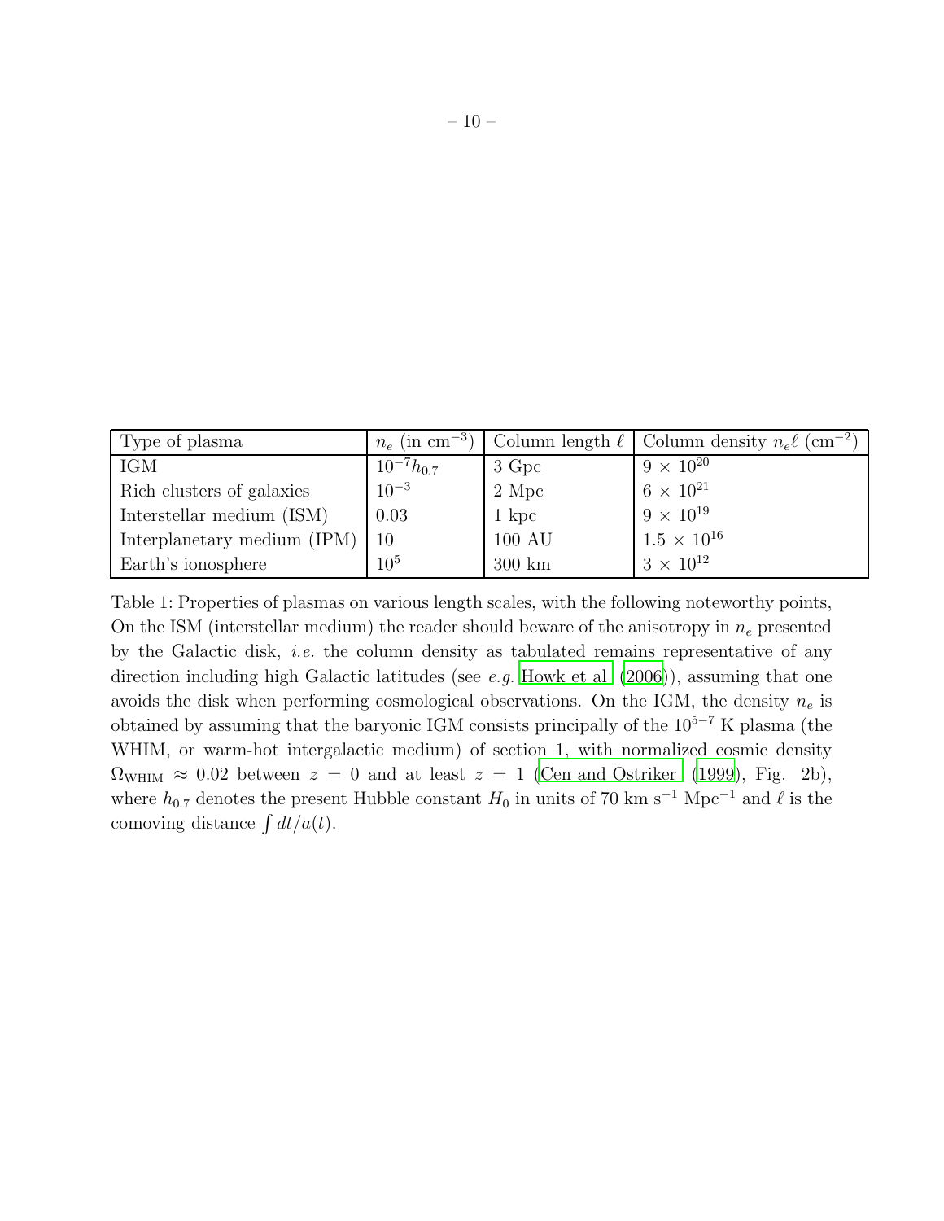| Type of plasma | $n_e$ (in $\text{cm}^{-3}$) | Column length $\ell$ | Column density $n_e\ell$ ($\text{cm}^{-2}$) |
|---|---|---|---|
| IGM | $10^{-7}h_{0.7}$ | 3 Gpc | $9 \times 10^{20}$ |
| Rich clusters of galaxies | $10^{-3}$ | 2 Mpc | $6 \times 10^{21}$ |
| Interstellar medium (ISM) | 0.03 | 1 kpc | $9 \times 10^{19}$ |
| Interplanetary medium (IPM) | 10 | 100 AU | $1.5 \times 10^{16}$ |
| Earth's ionosphere | $10^5$ | 300 km | $3 \times 10^{12}$ |

Table 1: Properties of plasmas on various length scales, with the following noteworthy points, On the ISM (interstellar medium) the reader should beware of the anisotropy in $n_e$ presented by the Galactic disk, *i.e.* the column density as tabulated remains representative of any direction including high Galactic latitudes (see *e.g.* Howk et al (2006)), assuming that one avoids the disk when performing cosmological observations. On the IGM, the density $n_e$ is obtained by assuming that the baryonic IGM consists principally of the $10^{5-7}$ K plasma (the WHIM, or warm-hot intergalactic medium) of section 1, with normalized cosmic density $\Omega_{\text{WHIM}} \approx 0.02$ between $z = 0$ and at least $z = 1$ (Cen and Ostriker (1999), Fig. 2b), where $h_{0.7}$ denotes the present Hubble constant $H_0$ in units of 70 km $\text{s}^{-1}$ $\text{Mpc}^{-1}$ and $\ell$ is the comoving distance $\int dt/a(t)$.